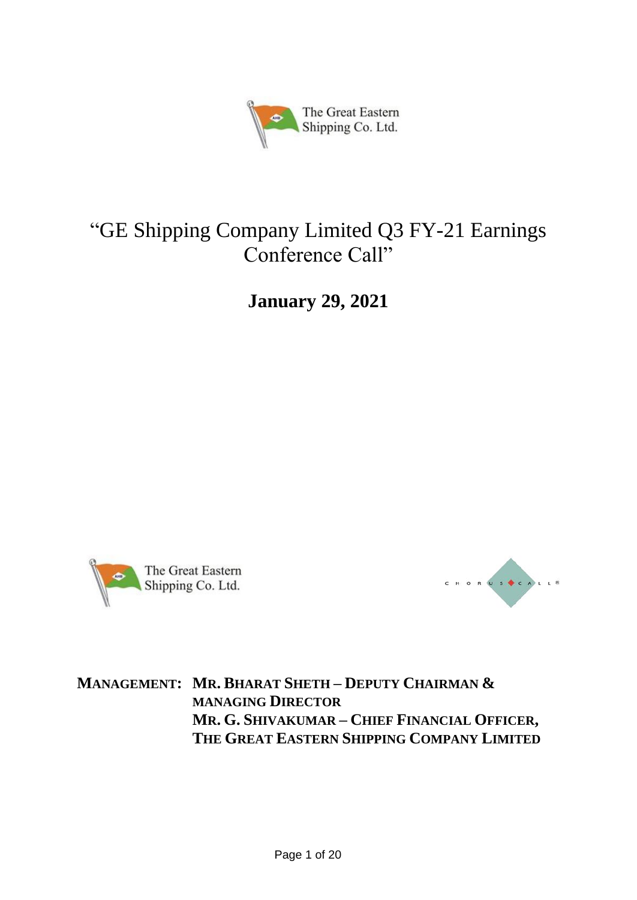# "GE Shipping Company Limited Q3 FY-21 Earnings Conference Call"

## January 29, 2021

**MANAGEMENT: MR. BHARAT SHETH – DEPUTY CHAIRMAN & MANAGING DIRECTOR**
**MR. G. SHIVAKUMAR – CHIEF FINANCIAL OFFICER, THE GREAT EASTERN SHIPPING COMPANY LIMITED**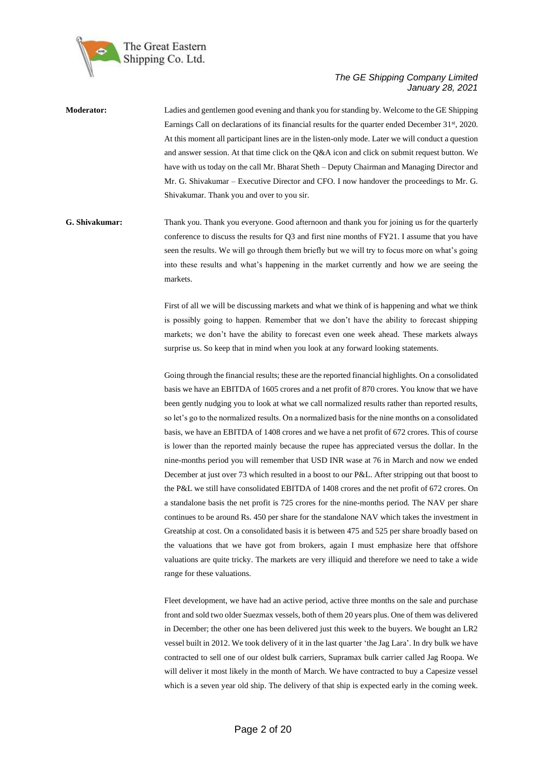**Moderator:** Ladies and gentlemen good evening and thank you for standing by. Welcome to the GE Shipping Earnings Call on declarations of its financial results for the quarter ended December 31st, 2020. At this moment all participant lines are in the listen-only mode. Later we will conduct a question and answer session. At that time click on the Q&A icon and click on submit request button. We have with us today on the call Mr. Bharat Sheth – Deputy Chairman and Managing Director and Mr. G. Shivakumar – Executive Director and CFO. I now handover the proceedings to Mr. G. Shivakumar. Thank you and over to you sir.

**G. Shivakumar:** Thank you. Thank you everyone. Good afternoon and thank you for joining us for the quarterly conference to discuss the results for Q3 and first nine months of FY21. I assume that you have seen the results. We will go through them briefly but we will try to focus more on what's going into these results and what's happening in the market currently and how we are seeing the markets.

First of all we will be discussing markets and what we think of is happening and what we think is possibly going to happen. Remember that we don't have the ability to forecast shipping markets; we don't have the ability to forecast even one week ahead. These markets always surprise us. So keep that in mind when you look at any forward looking statements.

Going through the financial results; these are the reported financial highlights. On a consolidated basis we have an EBITDA of 1605 crores and a net profit of 870 crores. You know that we have been gently nudging you to look at what we call normalized results rather than reported results, so let's go to the normalized results. On a normalized basis for the nine months on a consolidated basis, we have an EBITDA of 1408 crores and we have a net profit of 672 crores. This of course is lower than the reported mainly because the rupee has appreciated versus the dollar. In the nine-months period you will remember that USD INR wase at 76 in March and now we ended December at just over 73 which resulted in a boost to our P&L. After stripping out that boost to the P&L we still have consolidated EBITDA of 1408 crores and the net profit of 672 crores. On a standalone basis the net profit is 725 crores for the nine-months period. The NAV per share continues to be around Rs. 450 per share for the standalone NAV which takes the investment in Greatship at cost. On a consolidated basis it is between 475 and 525 per share broadly based on the valuations that we have got from brokers, again I must emphasize here that offshore valuations are quite tricky. The markets are very illiquid and therefore we need to take a wide range for these valuations.

Fleet development, we have had an active period, active three months on the sale and purchase front and sold two older Suezmax vessels, both of them 20 years plus. One of them was delivered in December; the other one has been delivered just this week to the buyers. We bought an LR2 vessel built in 2012. We took delivery of it in the last quarter 'the Jag Lara'. In dry bulk we have contracted to sell one of our oldest bulk carriers, Supramax bulk carrier called Jag Roopa. We will deliver it most likely in the month of March. We have contracted to buy a Capesize vessel which is a seven year old ship. The delivery of that ship is expected early in the coming week.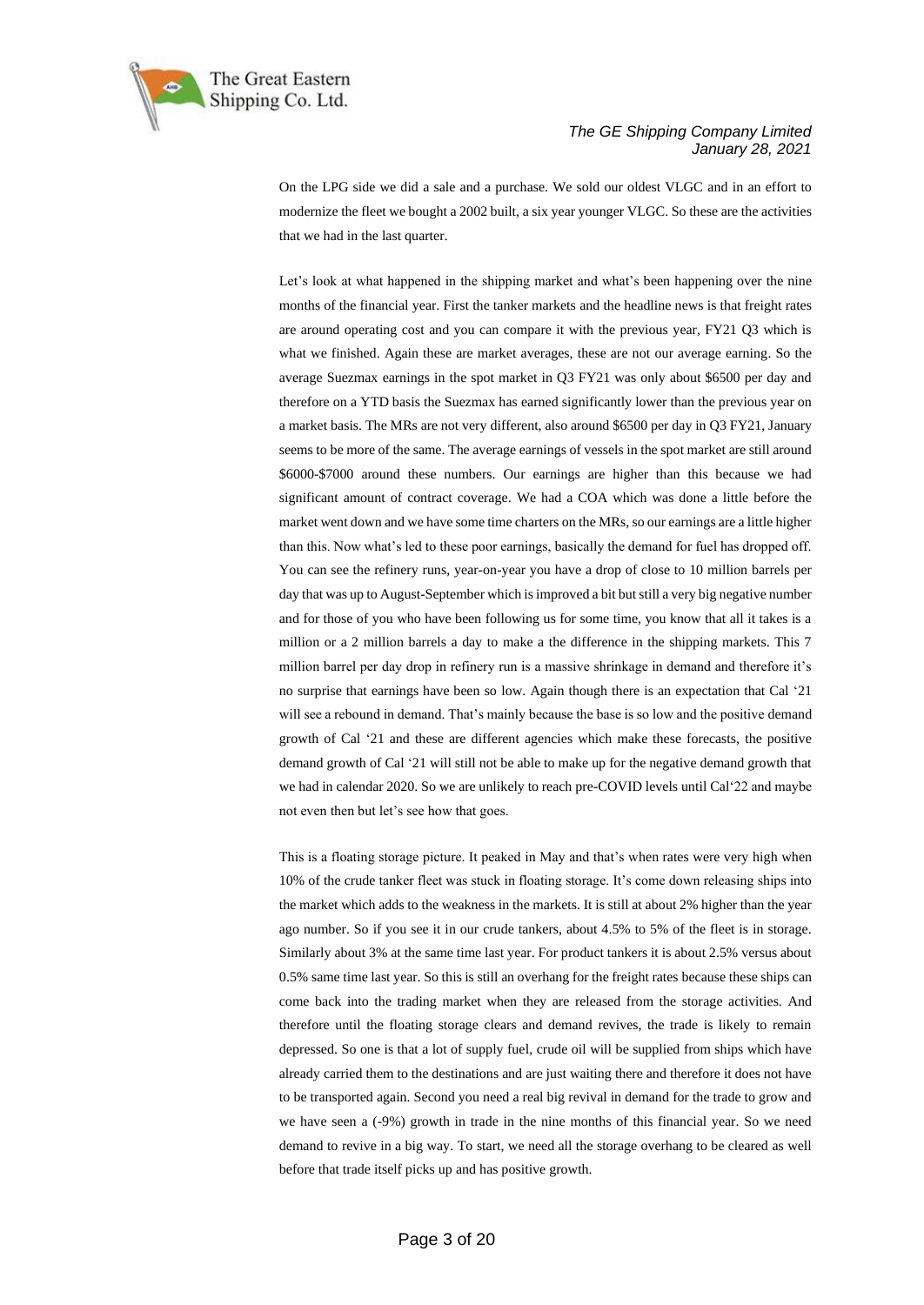On the LPG side we did a sale and a purchase. We sold our oldest VLGC and in an effort to modernize the fleet we bought a 2002 built, a six year younger VLGC. So these are the activities that we had in the last quarter.

Let's look at what happened in the shipping market and what's been happening over the nine months of the financial year. First the tanker markets and the headline news is that freight rates are around operating cost and you can compare it with the previous year, FY21 Q3 which is what we finished. Again these are market averages, these are not our average earning. So the average Suezmax earnings in the spot market in Q3 FY21 was only about $6500 per day and therefore on a YTD basis the Suezmax has earned significantly lower than the previous year on a market basis. The MRs are not very different, also around $6500 per day in Q3 FY21, January seems to be more of the same. The average earnings of vessels in the spot market are still around $6000-$7000 around these numbers. Our earnings are higher than this because we had significant amount of contract coverage. We had a COA which was done a little before the market went down and we have some time charters on the MRs, so our earnings are a little higher than this. Now what's led to these poor earnings, basically the demand for fuel has dropped off. You can see the refinery runs, year-on-year you have a drop of close to 10 million barrels per day that was up to August-September which is improved a bit but still a very big negative number and for those of you who have been following us for some time, you know that all it takes is a million or a 2 million barrels a day to make a the difference in the shipping markets. This 7 million barrel per day drop in refinery run is a massive shrinkage in demand and therefore it's no surprise that earnings have been so low. Again though there is an expectation that Cal '21 will see a rebound in demand. That's mainly because the base is so low and the positive demand growth of Cal '21 and these are different agencies which make these forecasts, the positive demand growth of Cal '21 will still not be able to make up for the negative demand growth that we had in calendar 2020. So we are unlikely to reach pre-COVID levels until Cal'22 and maybe not even then but let's see how that goes.

This is a floating storage picture. It peaked in May and that's when rates were very high when 10% of the crude tanker fleet was stuck in floating storage. It's come down releasing ships into the market which adds to the weakness in the markets. It is still at about 2% higher than the year ago number. So if you see it in our crude tankers, about 4.5% to 5% of the fleet is in storage. Similarly about 3% at the same time last year. For product tankers it is about 2.5% versus about 0.5% same time last year. So this is still an overhang for the freight rates because these ships can come back into the trading market when they are released from the storage activities. And therefore until the floating storage clears and demand revives, the trade is likely to remain depressed. So one is that a lot of supply fuel, crude oil will be supplied from ships which have already carried them to the destinations and are just waiting there and therefore it does not have to be transported again. Second you need a real big revival in demand for the trade to grow and we have seen a (-9%) growth in trade in the nine months of this financial year. So we need demand to revive in a big way. To start, we need all the storage overhang to be cleared as well before that trade itself picks up and has positive growth.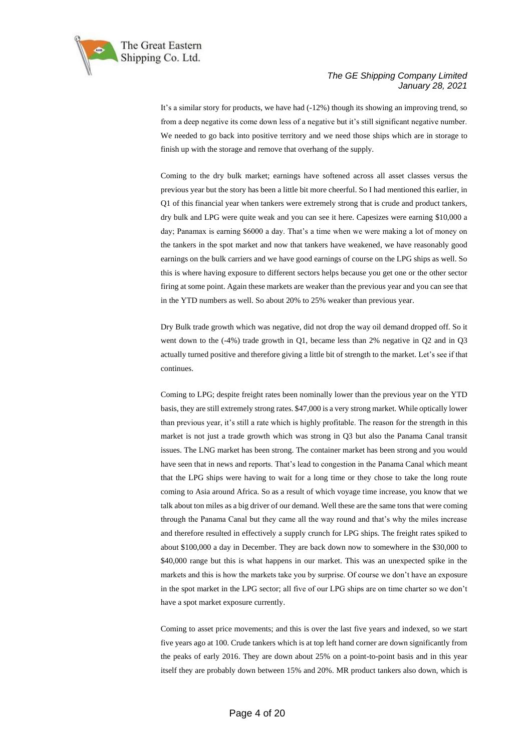It's a similar story for products, we have had (-12%) though its showing an improving trend, so from a deep negative its come down less of a negative but it's still significant negative number. We needed to go back into positive territory and we need those ships which are in storage to finish up with the storage and remove that overhang of the supply.

Coming to the dry bulk market; earnings have softened across all asset classes versus the previous year but the story has been a little bit more cheerful. So I had mentioned this earlier, in Q1 of this financial year when tankers were extremely strong that is crude and product tankers, dry bulk and LPG were quite weak and you can see it here. Capesizes were earning $10,000 a day; Panamax is earning $6000 a day. That's a time when we were making a lot of money on the tankers in the spot market and now that tankers have weakened, we have reasonably good earnings on the bulk carriers and we have good earnings of course on the LPG ships as well. So this is where having exposure to different sectors helps because you get one or the other sector firing at some point. Again these markets are weaker than the previous year and you can see that in the YTD numbers as well. So about 20% to 25% weaker than previous year.

Dry Bulk trade growth which was negative, did not drop the way oil demand dropped off. So it went down to the (-4%) trade growth in Q1, became less than 2% negative in Q2 and in Q3 actually turned positive and therefore giving a little bit of strength to the market. Let's see if that continues.

Coming to LPG; despite freight rates been nominally lower than the previous year on the YTD basis, they are still extremely strong rates. $47,000 is a very strong market. While optically lower than previous year, it's still a rate which is highly profitable. The reason for the strength in this market is not just a trade growth which was strong in Q3 but also the Panama Canal transit issues. The LNG market has been strong. The container market has been strong and you would have seen that in news and reports. That's lead to congestion in the Panama Canal which meant that the LPG ships were having to wait for a long time or they chose to take the long route coming to Asia around Africa. So as a result of which voyage time increase, you know that we talk about ton miles as a big driver of our demand. Well these are the same tons that were coming through the Panama Canal but they came all the way round and that's why the miles increase and therefore resulted in effectively a supply crunch for LPG ships. The freight rates spiked to about $100,000 a day in December. They are back down now to somewhere in the $30,000 to $40,000 range but this is what happens in our market. This was an unexpected spike in the markets and this is how the markets take you by surprise. Of course we don't have an exposure in the spot market in the LPG sector; all five of our LPG ships are on time charter so we don't have a spot market exposure currently.

Coming to asset price movements; and this is over the last five years and indexed, so we start five years ago at 100. Crude tankers which is at top left hand corner are down significantly from the peaks of early 2016. They are down about 25% on a point-to-point basis and in this year itself they are probably down between 15% and 20%. MR product tankers also down, which is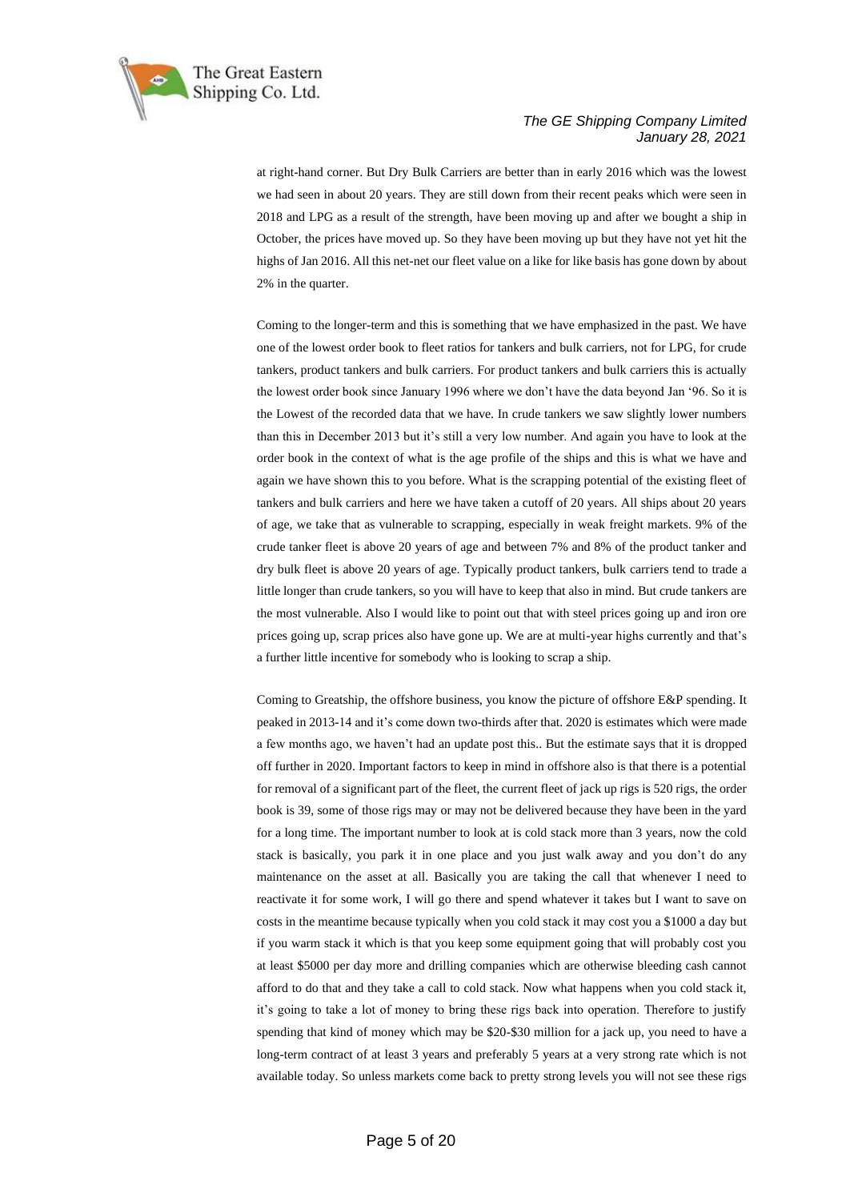at right-hand corner. But Dry Bulk Carriers are better than in early 2016 which was the lowest we had seen in about 20 years. They are still down from their recent peaks which were seen in 2018 and LPG as a result of the strength, have been moving up and after we bought a ship in October, the prices have moved up. So they have been moving up but they have not yet hit the highs of Jan 2016. All this net-net our fleet value on a like for like basis has gone down by about 2% in the quarter.

Coming to the longer-term and this is something that we have emphasized in the past. We have one of the lowest order book to fleet ratios for tankers and bulk carriers, not for LPG, for crude tankers, product tankers and bulk carriers. For product tankers and bulk carriers this is actually the lowest order book since January 1996 where we don't have the data beyond Jan '96. So it is the Lowest of the recorded data that we have. In crude tankers we saw slightly lower numbers than this in December 2013 but it's still a very low number. And again you have to look at the order book in the context of what is the age profile of the ships and this is what we have and again we have shown this to you before. What is the scrapping potential of the existing fleet of tankers and bulk carriers and here we have taken a cutoff of 20 years. All ships about 20 years of age, we take that as vulnerable to scrapping, especially in weak freight markets. 9% of the crude tanker fleet is above 20 years of age and between 7% and 8% of the product tanker and dry bulk fleet is above 20 years of age. Typically product tankers, bulk carriers tend to trade a little longer than crude tankers, so you will have to keep that also in mind. But crude tankers are the most vulnerable. Also I would like to point out that with steel prices going up and iron ore prices going up, scrap prices also have gone up. We are at multi-year highs currently and that's a further little incentive for somebody who is looking to scrap a ship.

Coming to Greatship, the offshore business, you know the picture of offshore E&P spending. It peaked in 2013-14 and it's come down two-thirds after that. 2020 is estimates which were made a few months ago, we haven't had an update post this.. But the estimate says that it is dropped off further in 2020. Important factors to keep in mind in offshore also is that there is a potential for removal of a significant part of the fleet, the current fleet of jack up rigs is 520 rigs, the order book is 39, some of those rigs may or may not be delivered because they have been in the yard for a long time. The important number to look at is cold stack more than 3 years, now the cold stack is basically, you park it in one place and you just walk away and you don't do any maintenance on the asset at all. Basically you are taking the call that whenever I need to reactivate it for some work, I will go there and spend whatever it takes but I want to save on costs in the meantime because typically when you cold stack it may cost you a $1000 a day but if you warm stack it which is that you keep some equipment going that will probably cost you at least $5000 per day more and drilling companies which are otherwise bleeding cash cannot afford to do that and they take a call to cold stack. Now what happens when you cold stack it, it's going to take a lot of money to bring these rigs back into operation. Therefore to justify spending that kind of money which may be $20-$30 million for a jack up, you need to have a long-term contract of at least 3 years and preferably 5 years at a very strong rate which is not available today. So unless markets come back to pretty strong levels you will not see these rigs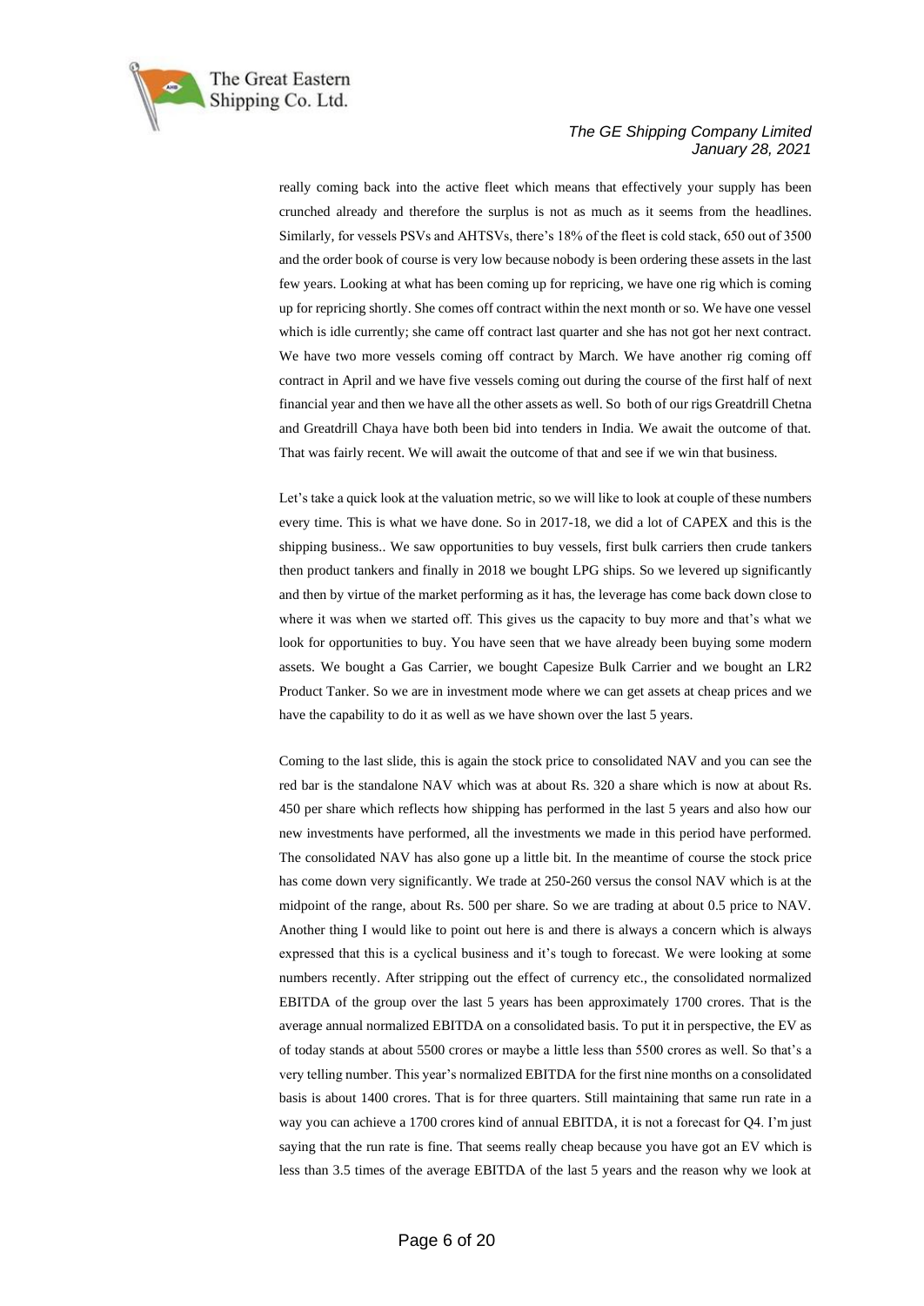really coming back into the active fleet which means that effectively your supply has been crunched already and therefore the surplus is not as much as it seems from the headlines. Similarly, for vessels PSVs and AHTSVs, there's 18% of the fleet is cold stack, 650 out of 3500 and the order book of course is very low because nobody is been ordering these assets in the last few years. Looking at what has been coming up for repricing, we have one rig which is coming up for repricing shortly. She comes off contract within the next month or so. We have one vessel which is idle currently; she came off contract last quarter and she has not got her next contract. We have two more vessels coming off contract by March. We have another rig coming off contract in April and we have five vessels coming out during the course of the first half of next financial year and then we have all the other assets as well. So both of our rigs Greatdrill Chetna and Greatdrill Chaya have both been bid into tenders in India. We await the outcome of that. That was fairly recent. We will await the outcome of that and see if we win that business.

Let's take a quick look at the valuation metric, so we will like to look at couple of these numbers every time. This is what we have done. So in 2017-18, we did a lot of CAPEX and this is the shipping business.. We saw opportunities to buy vessels, first bulk carriers then crude tankers then product tankers and finally in 2018 we bought LPG ships. So we levered up significantly and then by virtue of the market performing as it has, the leverage has come back down close to where it was when we started off. This gives us the capacity to buy more and that's what we look for opportunities to buy. You have seen that we have already been buying some modern assets. We bought a Gas Carrier, we bought Capesize Bulk Carrier and we bought an LR2 Product Tanker. So we are in investment mode where we can get assets at cheap prices and we have the capability to do it as well as we have shown over the last 5 years.

Coming to the last slide, this is again the stock price to consolidated NAV and you can see the red bar is the standalone NAV which was at about Rs. 320 a share which is now at about Rs. 450 per share which reflects how shipping has performed in the last 5 years and also how our new investments have performed, all the investments we made in this period have performed. The consolidated NAV has also gone up a little bit. In the meantime of course the stock price has come down very significantly. We trade at 250-260 versus the consol NAV which is at the midpoint of the range, about Rs. 500 per share. So we are trading at about 0.5 price to NAV. Another thing I would like to point out here is and there is always a concern which is always expressed that this is a cyclical business and it's tough to forecast. We were looking at some numbers recently. After stripping out the effect of currency etc., the consolidated normalized EBITDA of the group over the last 5 years has been approximately 1700 crores. That is the average annual normalized EBITDA on a consolidated basis. To put it in perspective, the EV as of today stands at about 5500 crores or maybe a little less than 5500 crores as well. So that's a very telling number. This year's normalized EBITDA for the first nine months on a consolidated basis is about 1400 crores. That is for three quarters. Still maintaining that same run rate in a way you can achieve a 1700 crores kind of annual EBITDA, it is not a forecast for Q4. I'm just saying that the run rate is fine. That seems really cheap because you have got an EV which is less than 3.5 times of the average EBITDA of the last 5 years and the reason why we look at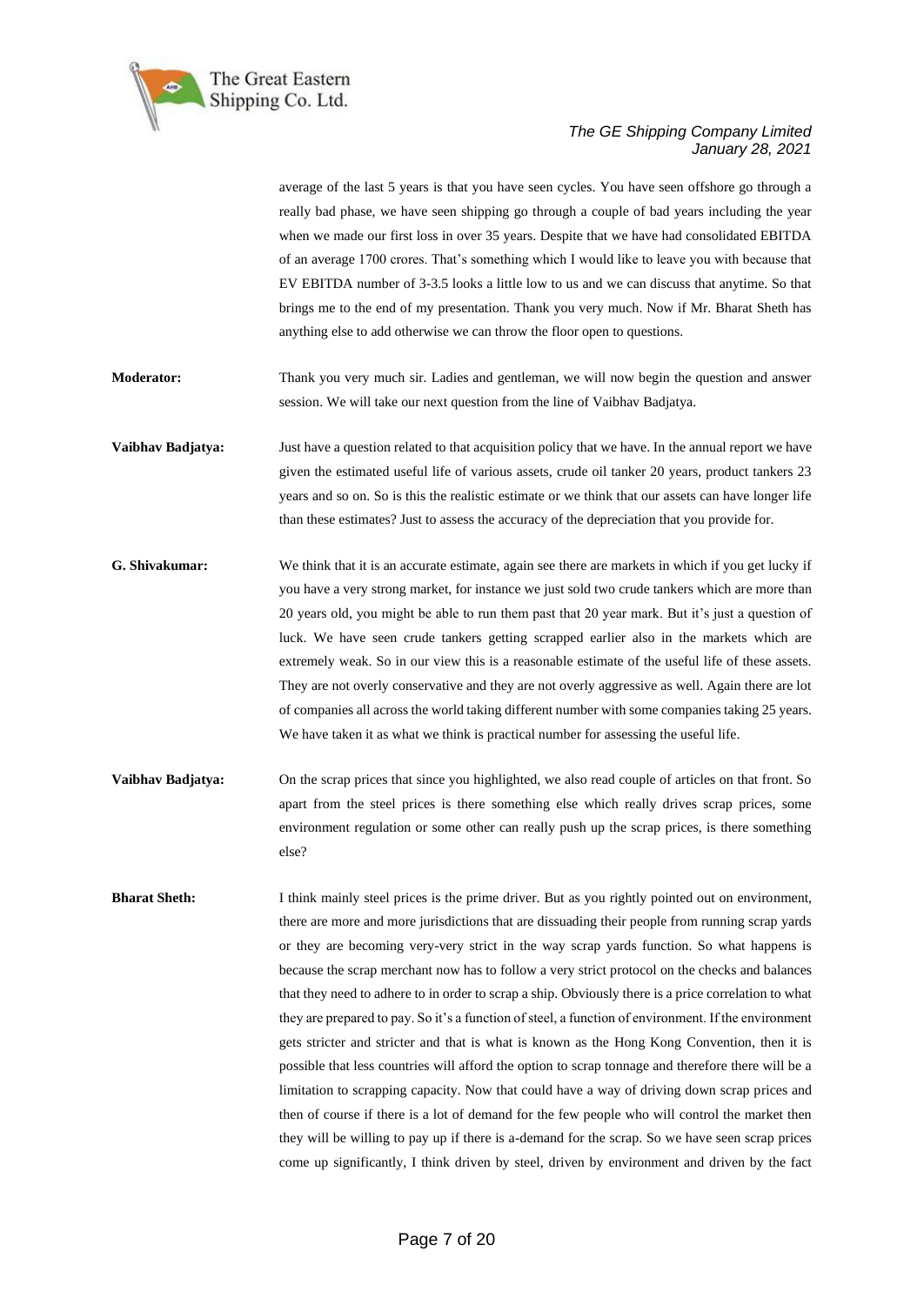average of the last 5 years is that you have seen cycles. You have seen offshore go through a really bad phase, we have seen shipping go through a couple of bad years including the year when we made our first loss in over 35 years. Despite that we have had consolidated EBITDA of an average 1700 crores. That's something which I would like to leave you with because that EV EBITDA number of 3-3.5 looks a little low to us and we can discuss that anytime. So that brings me to the end of my presentation. Thank you very much. Now if Mr. Bharat Sheth has anything else to add otherwise we can throw the floor open to questions.

**Moderator:** Thank you very much sir. Ladies and gentleman, we will now begin the question and answer session. We will take our next question from the line of Vaibhav Badjatya.

**Vaibhav Badjatya:** Just have a question related to that acquisition policy that we have. In the annual report we have given the estimated useful life of various assets, crude oil tanker 20 years, product tankers 23 years and so on. So is this the realistic estimate or we think that our assets can have longer life than these estimates? Just to assess the accuracy of the depreciation that you provide for.

**G. Shivakumar:** We think that it is an accurate estimate, again see there are markets in which if you get lucky if you have a very strong market, for instance we just sold two crude tankers which are more than 20 years old, you might be able to run them past that 20 year mark. But it's just a question of luck. We have seen crude tankers getting scrapped earlier also in the markets which are extremely weak. So in our view this is a reasonable estimate of the useful life of these assets. They are not overly conservative and they are not overly aggressive as well. Again there are lot of companies all across the world taking different number with some companies taking 25 years. We have taken it as what we think is practical number for assessing the useful life.

**Vaibhav Badjatya:** On the scrap prices that since you highlighted, we also read couple of articles on that front. So apart from the steel prices is there something else which really drives scrap prices, some environment regulation or some other can really push up the scrap prices, is there something else?

**Bharat Sheth:** I think mainly steel prices is the prime driver. But as you rightly pointed out on environment, there are more and more jurisdictions that are dissuading their people from running scrap yards or they are becoming very-very strict in the way scrap yards function. So what happens is because the scrap merchant now has to follow a very strict protocol on the checks and balances that they need to adhere to in order to scrap a ship. Obviously there is a price correlation to what they are prepared to pay. So it's a function of steel, a function of environment. If the environment gets stricter and stricter and that is what is known as the Hong Kong Convention, then it is possible that less countries will afford the option to scrap tonnage and therefore there will be a limitation to scrapping capacity. Now that could have a way of driving down scrap prices and then of course if there is a lot of demand for the few people who will control the market then they will be willing to pay up if there is a-demand for the scrap. So we have seen scrap prices come up significantly, I think driven by steel, driven by environment and driven by the fact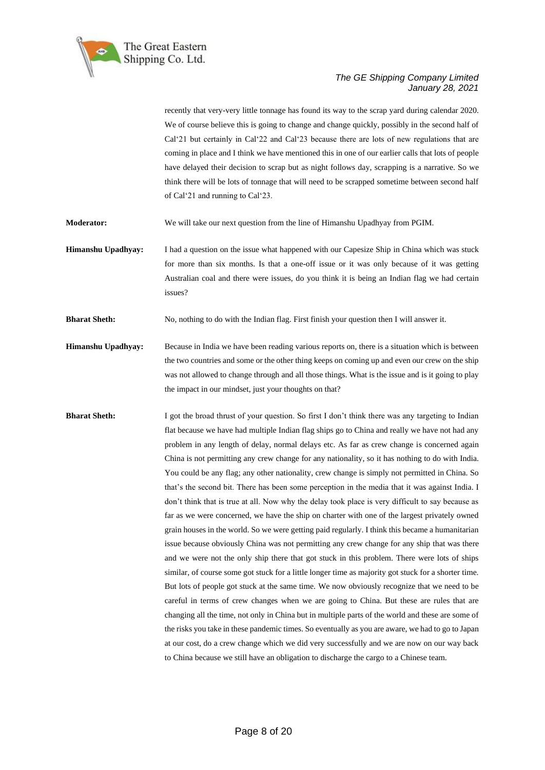recently that very-very little tonnage has found its way to the scrap yard during calendar 2020. We of course believe this is going to change and change quickly, possibly in the second half of Cal'21 but certainly in Cal'22 and Cal'23 because there are lots of new regulations that are coming in place and I think we have mentioned this in one of our earlier calls that lots of people have delayed their decision to scrap but as night follows day, scrapping is a narrative. So we think there will be lots of tonnage that will need to be scrapped sometime between second half of Cal'21 and running to Cal'23.

**Moderator:** We will take our next question from the line of Himanshu Upadhyay from PGIM.

**Himanshu Upadhyay:** I had a question on the issue what happened with our Capesize Ship in China which was stuck for more than six months. Is that a one-off issue or it was only because of it was getting Australian coal and there were issues, do you think it is being an Indian flag we had certain issues?

**Bharat Sheth:** No, nothing to do with the Indian flag. First finish your question then I will answer it.

**Himanshu Upadhyay:** Because in India we have been reading various reports on, there is a situation which is between the two countries and some or the other thing keeps on coming up and even our crew on the ship was not allowed to change through and all those things. What is the issue and is it going to play the impact in our mindset, just your thoughts on that?

**Bharat Sheth:** I got the broad thrust of your question. So first I don't think there was any targeting to Indian flat because we have had multiple Indian flag ships go to China and really we have not had any problem in any length of delay, normal delays etc. As far as crew change is concerned again China is not permitting any crew change for any nationality, so it has nothing to do with India. You could be any flag; any other nationality, crew change is simply not permitted in China. So that's the second bit. There has been some perception in the media that it was against India. I don't think that is true at all. Now why the delay took place is very difficult to say because as far as we were concerned, we have the ship on charter with one of the largest privately owned grain houses in the world. So we were getting paid regularly. I think this became a humanitarian issue because obviously China was not permitting any crew change for any ship that was there and we were not the only ship there that got stuck in this problem. There were lots of ships similar, of course some got stuck for a little longer time as majority got stuck for a shorter time. But lots of people got stuck at the same time. We now obviously recognize that we need to be careful in terms of crew changes when we are going to China. But these are rules that are changing all the time, not only in China but in multiple parts of the world and these are some of the risks you take in these pandemic times. So eventually as you are aware, we had to go to Japan at our cost, do a crew change which we did very successfully and we are now on our way back to China because we still have an obligation to discharge the cargo to a Chinese team.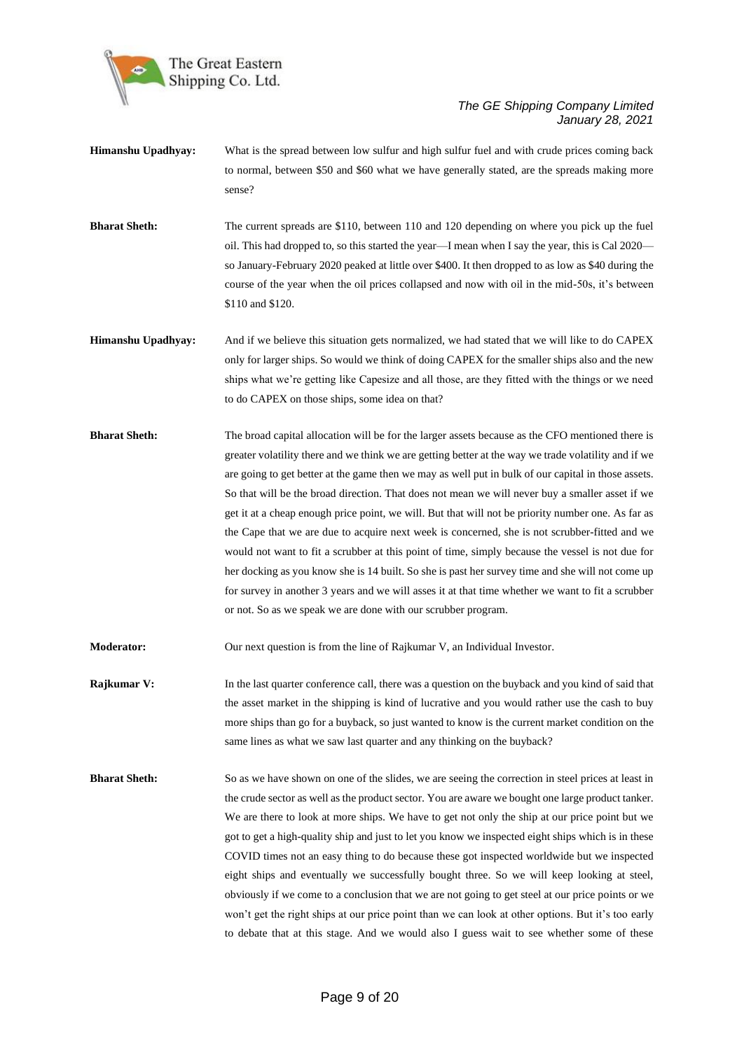**Himanshu Upadhyay:** What is the spread between low sulfur and high sulfur fuel and with crude prices coming back to normal, between $50 and $60 what we have generally stated, are the spreads making more sense?

**Bharat Sheth:** The current spreads are $110, between 110 and 120 depending on where you pick up the fuel oil. This had dropped to, so this started the year—I mean when I say the year, this is Cal 2020—so January-February 2020 peaked at little over $400. It then dropped to as low as $40 during the course of the year when the oil prices collapsed and now with oil in the mid-50s, it's between $110 and $120.

**Himanshu Upadhyay:** And if we believe this situation gets normalized, we had stated that we will like to do CAPEX only for larger ships. So would we think of doing CAPEX for the smaller ships also and the new ships what we're getting like Capesize and all those, are they fitted with the things or we need to do CAPEX on those ships, some idea on that?

**Bharat Sheth:** The broad capital allocation will be for the larger assets because as the CFO mentioned there is greater volatility there and we think we are getting better at the way we trade volatility and if we are going to get better at the game then we may as well put in bulk of our capital in those assets. So that will be the broad direction. That does not mean we will never buy a smaller asset if we get it at a cheap enough price point, we will. But that will not be priority number one. As far as the Cape that we are due to acquire next week is concerned, she is not scrubber-fitted and we would not want to fit a scrubber at this point of time, simply because the vessel is not due for her docking as you know she is 14 built. So she is past her survey time and she will not come up for survey in another 3 years and we will asses it at that time whether we want to fit a scrubber or not. So as we speak we are done with our scrubber program.

**Moderator:** Our next question is from the line of Rajkumar V, an Individual Investor.

**Rajkumar V:** In the last quarter conference call, there was a question on the buyback and you kind of said that the asset market in the shipping is kind of lucrative and you would rather use the cash to buy more ships than go for a buyback, so just wanted to know is the current market condition on the same lines as what we saw last quarter and any thinking on the buyback?

**Bharat Sheth:** So as we have shown on one of the slides, we are seeing the correction in steel prices at least in the crude sector as well as the product sector. You are aware we bought one large product tanker. We are there to look at more ships. We have to get not only the ship at our price point but we got to get a high-quality ship and just to let you know we inspected eight ships which is in these COVID times not an easy thing to do because these got inspected worldwide but we inspected eight ships and eventually we successfully bought three. So we will keep looking at steel, obviously if we come to a conclusion that we are not going to get steel at our price points or we won't get the right ships at our price point than we can look at other options. But it's too early to debate that at this stage. And we would also I guess wait to see whether some of these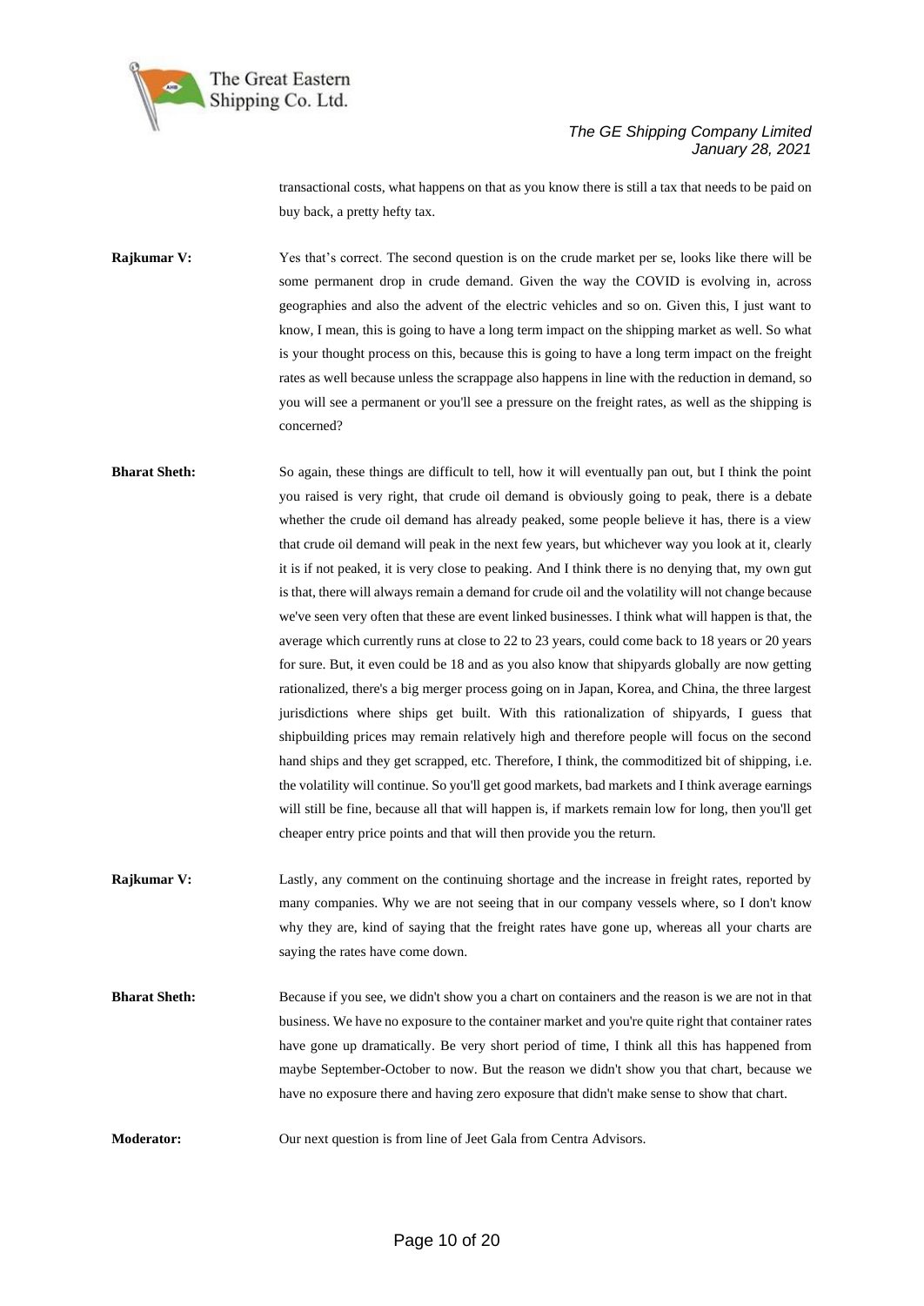transactional costs, what happens on that as you know there is still a tax that needs to be paid on buy back, a pretty hefty tax.

**Rajkumar V:** Yes that's correct. The second question is on the crude market per se, looks like there will be some permanent drop in crude demand. Given the way the COVID is evolving in, across geographies and also the advent of the electric vehicles and so on. Given this, I just want to know, I mean, this is going to have a long term impact on the shipping market as well. So what is your thought process on this, because this is going to have a long term impact on the freight rates as well because unless the scrappage also happens in line with the reduction in demand, so you will see a permanent or you'll see a pressure on the freight rates, as well as the shipping is concerned?

**Bharat Sheth:** So again, these things are difficult to tell, how it will eventually pan out, but I think the point you raised is very right, that crude oil demand is obviously going to peak, there is a debate whether the crude oil demand has already peaked, some people believe it has, there is a view that crude oil demand will peak in the next few years, but whichever way you look at it, clearly it is if not peaked, it is very close to peaking. And I think there is no denying that, my own gut is that, there will always remain a demand for crude oil and the volatility will not change because we've seen very often that these are event linked businesses. I think what will happen is that, the average which currently runs at close to 22 to 23 years, could come back to 18 years or 20 years for sure. But, it even could be 18 and as you also know that shipyards globally are now getting rationalized, there's a big merger process going on in Japan, Korea, and China, the three largest jurisdictions where ships get built. With this rationalization of shipyards, I guess that shipbuilding prices may remain relatively high and therefore people will focus on the second hand ships and they get scrapped, etc. Therefore, I think, the commoditized bit of shipping, i.e. the volatility will continue. So you'll get good markets, bad markets and I think average earnings will still be fine, because all that will happen is, if markets remain low for long, then you'll get cheaper entry price points and that will then provide you the return.

**Rajkumar V:** Lastly, any comment on the continuing shortage and the increase in freight rates, reported by many companies. Why we are not seeing that in our company vessels where, so I don't know why they are, kind of saying that the freight rates have gone up, whereas all your charts are saying the rates have come down.

**Bharat Sheth:** Because if you see, we didn't show you a chart on containers and the reason is we are not in that business. We have no exposure to the container market and you're quite right that container rates have gone up dramatically. Be very short period of time, I think all this has happened from maybe September-October to now. But the reason we didn't show you that chart, because we have no exposure there and having zero exposure that didn't make sense to show that chart.

**Moderator:** Our next question is from line of Jeet Gala from Centra Advisors.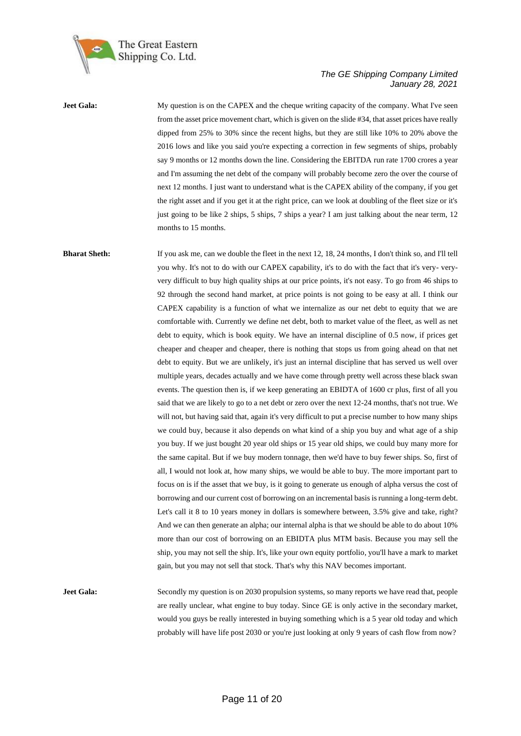**Jeet Gala:** My question is on the CAPEX and the cheque writing capacity of the company. What I've seen from the asset price movement chart, which is given on the slide #34, that asset prices have really dipped from 25% to 30% since the recent highs, but they are still like 10% to 20% above the 2016 lows and like you said you're expecting a correction in few segments of ships, probably say 9 months or 12 months down the line. Considering the EBITDA run rate 1700 crores a year and I'm assuming the net debt of the company will probably become zero the over the course of next 12 months. I just want to understand what is the CAPEX ability of the company, if you get the right asset and if you get it at the right price, can we look at doubling of the fleet size or it's just going to be like 2 ships, 5 ships, 7 ships a year? I am just talking about the near term, 12 months to 15 months.

**Bharat Sheth:** If you ask me, can we double the fleet in the next 12, 18, 24 months, I don't think so, and I'll tell you why. It's not to do with our CAPEX capability, it's to do with the fact that it's very- very- very difficult to buy high quality ships at our price points, it's not easy. To go from 46 ships to 92 through the second hand market, at price points is not going to be easy at all. I think our CAPEX capability is a function of what we internalize as our net debt to equity that we are comfortable with. Currently we define net debt, both to market value of the fleet, as well as net debt to equity, which is book equity. We have an internal discipline of 0.5 now, if prices get cheaper and cheaper and cheaper, there is nothing that stops us from going ahead on that net debt to equity. But we are unlikely, it's just an internal discipline that has served us well over multiple years, decades actually and we have come through pretty well across these black swan events. The question then is, if we keep generating an EBIDTA of 1600 cr plus, first of all you said that we are likely to go to a net debt or zero over the next 12-24 months, that's not true. We will not, but having said that, again it's very difficult to put a precise number to how many ships we could buy, because it also depends on what kind of a ship you buy and what age of a ship you buy. If we just bought 20 year old ships or 15 year old ships, we could buy many more for the same capital. But if we buy modern tonnage, then we'd have to buy fewer ships. So, first of all, I would not look at, how many ships, we would be able to buy. The more important part to focus on is if the asset that we buy, is it going to generate us enough of alpha versus the cost of borrowing and our current cost of borrowing on an incremental basis is running a long-term debt. Let's call it 8 to 10 years money in dollars is somewhere between, 3.5% give and take, right? And we can then generate an alpha; our internal alpha is that we should be able to do about 10% more than our cost of borrowing on an EBIDTA plus MTM basis. Because you may sell the ship, you may not sell the ship. It's, like your own equity portfolio, you'll have a mark to market gain, but you may not sell that stock. That's why this NAV becomes important.

**Jeet Gala:** Secondly my question is on 2030 propulsion systems, so many reports we have read that, people are really unclear, what engine to buy today. Since GE is only active in the secondary market, would you guys be really interested in buying something which is a 5 year old today and which probably will have life post 2030 or you're just looking at only 9 years of cash flow from now?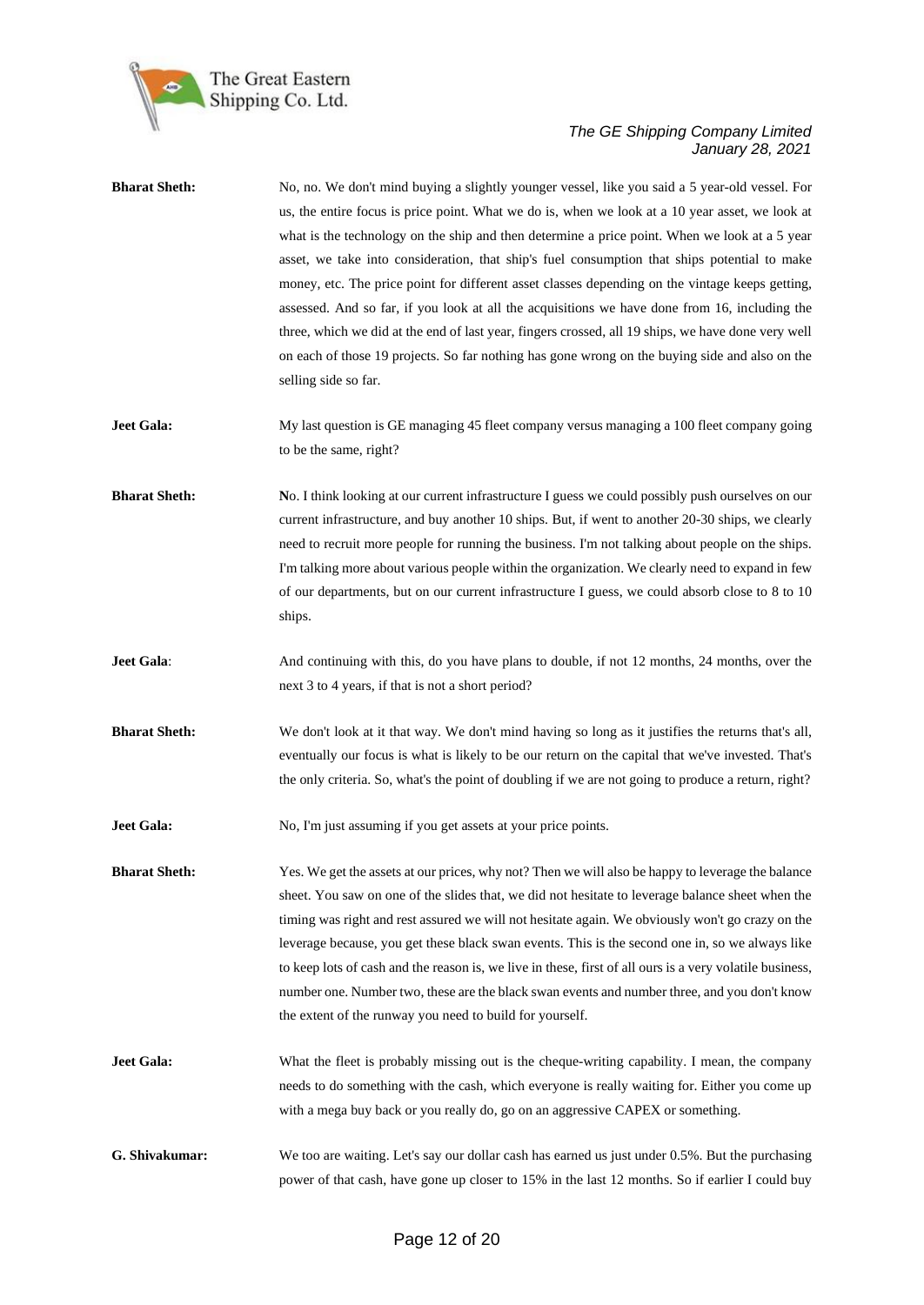**Bharat Sheth:** No, no. We don't mind buying a slightly younger vessel, like you said a 5 year-old vessel. For us, the entire focus is price point. What we do is, when we look at a 10 year asset, we look at what is the technology on the ship and then determine a price point. When we look at a 5 year asset, we take into consideration, that ship's fuel consumption that ships potential to make money, etc. The price point for different asset classes depending on the vintage keeps getting, assessed. And so far, if you look at all the acquisitions we have done from 16, including the three, which we did at the end of last year, fingers crossed, all 19 ships, we have done very well on each of those 19 projects. So far nothing has gone wrong on the buying side and also on the selling side so far.

**Jeet Gala:** My last question is GE managing 45 fleet company versus managing a 100 fleet company going to be the same, right?

**Bharat Sheth:** No. I think looking at our current infrastructure I guess we could possibly push ourselves on our current infrastructure, and buy another 10 ships. But, if went to another 20-30 ships, we clearly need to recruit more people for running the business. I'm not talking about people on the ships. I'm talking more about various people within the organization. We clearly need to expand in few of our departments, but on our current infrastructure I guess, we could absorb close to 8 to 10 ships.

**Jeet Gala**: And continuing with this, do you have plans to double, if not 12 months, 24 months, over the next 3 to 4 years, if that is not a short period?

**Bharat Sheth:** We don't look at it that way. We don't mind having so long as it justifies the returns that's all, eventually our focus is what is likely to be our return on the capital that we've invested. That's the only criteria. So, what's the point of doubling if we are not going to produce a return, right?

**Jeet Gala:** No, I'm just assuming if you get assets at your price points.

**Bharat Sheth:** Yes. We get the assets at our prices, why not? Then we will also be happy to leverage the balance sheet. You saw on one of the slides that, we did not hesitate to leverage balance sheet when the timing was right and rest assured we will not hesitate again. We obviously won't go crazy on the leverage because, you get these black swan events. This is the second one in, so we always like to keep lots of cash and the reason is, we live in these, first of all ours is a very volatile business, number one. Number two, these are the black swan events and number three, and you don't know the extent of the runway you need to build for yourself.

**Jeet Gala:** What the fleet is probably missing out is the cheque-writing capability. I mean, the company needs to do something with the cash, which everyone is really waiting for. Either you come up with a mega buy back or you really do, go on an aggressive CAPEX or something.

**G. Shivakumar:** We too are waiting. Let's say our dollar cash has earned us just under 0.5%. But the purchasing power of that cash, have gone up closer to 15% in the last 12 months. So if earlier I could buy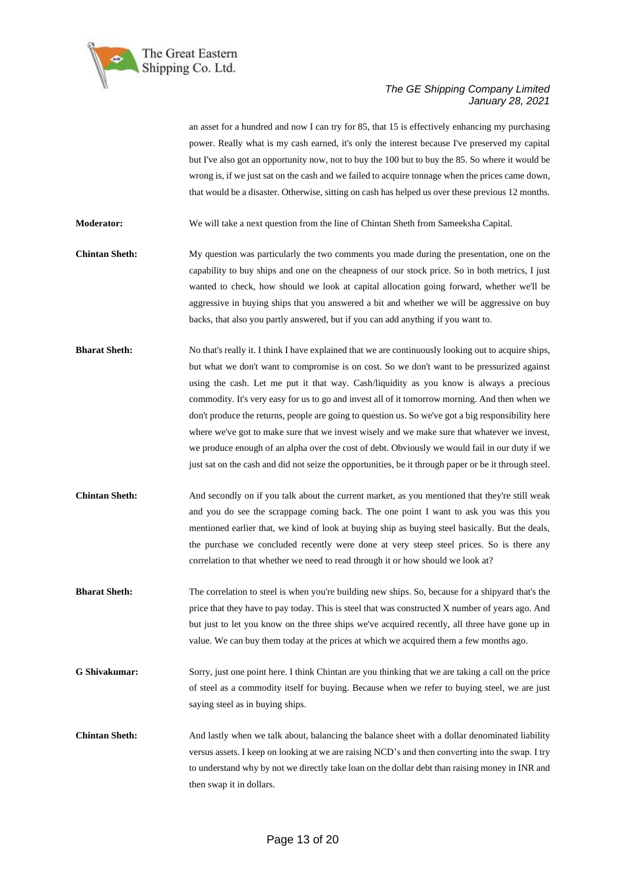an asset for a hundred and now I can try for 85, that 15 is effectively enhancing my purchasing power. Really what is my cash earned, it's only the interest because I've preserved my capital but I've also got an opportunity now, not to buy the 100 but to buy the 85. So where it would be wrong is, if we just sat on the cash and we failed to acquire tonnage when the prices came down, that would be a disaster. Otherwise, sitting on cash has helped us over these previous 12 months.

**Moderator:** We will take a next question from the line of Chintan Sheth from Sameeksha Capital.

**Chintan Sheth:** My question was particularly the two comments you made during the presentation, one on the capability to buy ships and one on the cheapness of our stock price. So in both metrics, I just wanted to check, how should we look at capital allocation going forward, whether we'll be aggressive in buying ships that you answered a bit and whether we will be aggressive on buy backs, that also you partly answered, but if you can add anything if you want to.

**Bharat Sheth:** No that's really it. I think I have explained that we are continuously looking out to acquire ships, but what we don't want to compromise is on cost. So we don't want to be pressurized against using the cash. Let me put it that way. Cash/liquidity as you know is always a precious commodity. It's very easy for us to go and invest all of it tomorrow morning. And then when we don't produce the returns, people are going to question us. So we've got a big responsibility here where we've got to make sure that we invest wisely and we make sure that whatever we invest, we produce enough of an alpha over the cost of debt. Obviously we would fail in our duty if we just sat on the cash and did not seize the opportunities, be it through paper or be it through steel.

**Chintan Sheth:** And secondly on if you talk about the current market, as you mentioned that they're still weak and you do see the scrappage coming back. The one point I want to ask you was this you mentioned earlier that, we kind of look at buying ship as buying steel basically. But the deals, the purchase we concluded recently were done at very steep steel prices. So is there any correlation to that whether we need to read through it or how should we look at?

**Bharat Sheth:** The correlation to steel is when you're building new ships. So, because for a shipyard that's the price that they have to pay today. This is steel that was constructed X number of years ago. And but just to let you know on the three ships we've acquired recently, all three have gone up in value. We can buy them today at the prices at which we acquired them a few months ago.

**G Shivakumar:** Sorry, just one point here. I think Chintan are you thinking that we are taking a call on the price of steel as a commodity itself for buying. Because when we refer to buying steel, we are just saying steel as in buying ships.

**Chintan Sheth:** And lastly when we talk about, balancing the balance sheet with a dollar denominated liability versus assets. I keep on looking at we are raising NCD's and then converting into the swap. I try to understand why by not we directly take loan on the dollar debt than raising money in INR and then swap it in dollars.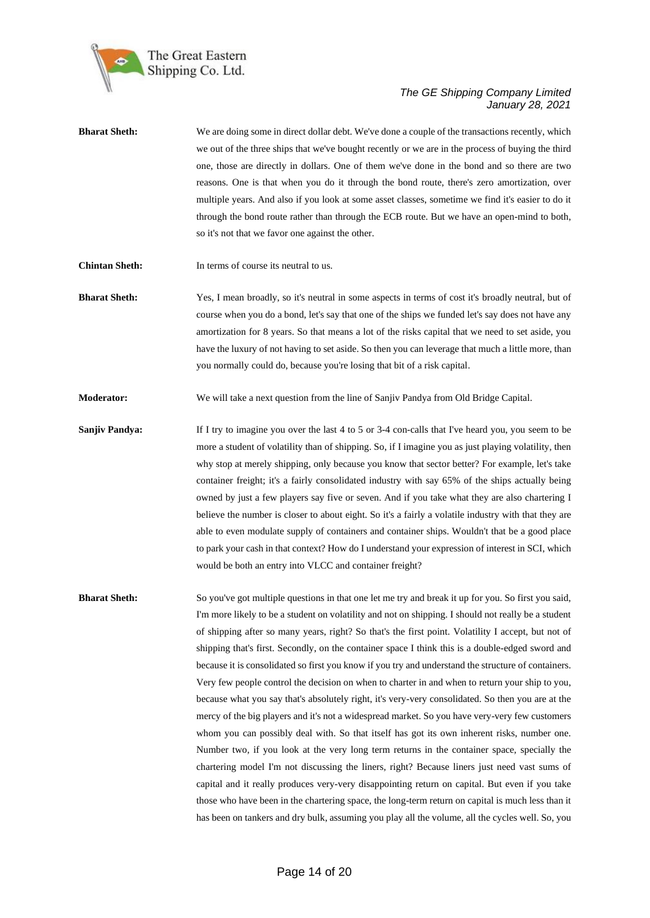**Bharat Sheth:** We are doing some in direct dollar debt. We've done a couple of the transactions recently, which we out of the three ships that we've bought recently or we are in the process of buying the third one, those are directly in dollars. One of them we've done in the bond and so there are two reasons. One is that when you do it through the bond route, there's zero amortization, over multiple years. And also if you look at some asset classes, sometime we find it's easier to do it through the bond route rather than through the ECB route. But we have an open-mind to both, so it's not that we favor one against the other.

**Chintan Sheth:** In terms of course its neutral to us.

**Bharat Sheth:** Yes, I mean broadly, so it's neutral in some aspects in terms of cost it's broadly neutral, but of course when you do a bond, let's say that one of the ships we funded let's say does not have any amortization for 8 years. So that means a lot of the risks capital that we need to set aside, you have the luxury of not having to set aside. So then you can leverage that much a little more, than you normally could do, because you're losing that bit of a risk capital.

**Moderator:** We will take a next question from the line of Sanjiv Pandya from Old Bridge Capital.

**Sanjiv Pandya:** If I try to imagine you over the last 4 to 5 or 3-4 con-calls that I've heard you, you seem to be more a student of volatility than of shipping. So, if I imagine you as just playing volatility, then why stop at merely shipping, only because you know that sector better? For example, let's take container freight; it's a fairly consolidated industry with say 65% of the ships actually being owned by just a few players say five or seven. And if you take what they are also chartering I believe the number is closer to about eight. So it's a fairly a volatile industry with that they are able to even modulate supply of containers and container ships. Wouldn't that be a good place to park your cash in that context? How do I understand your expression of interest in SCI, which would be both an entry into VLCC and container freight?

**Bharat Sheth:** So you've got multiple questions in that one let me try and break it up for you. So first you said, I'm more likely to be a student on volatility and not on shipping. I should not really be a student of shipping after so many years, right? So that's the first point. Volatility I accept, but not of shipping that's first. Secondly, on the container space I think this is a double-edged sword and because it is consolidated so first you know if you try and understand the structure of containers. Very few people control the decision on when to charter in and when to return your ship to you, because what you say that's absolutely right, it's very-very consolidated. So then you are at the mercy of the big players and it's not a widespread market. So you have very-very few customers whom you can possibly deal with. So that itself has got its own inherent risks, number one. Number two, if you look at the very long term returns in the container space, specially the chartering model I'm not discussing the liners, right? Because liners just need vast sums of capital and it really produces very-very disappointing return on capital. But even if you take those who have been in the chartering space, the long-term return on capital is much less than it has been on tankers and dry bulk, assuming you play all the volume, all the cycles well. So, you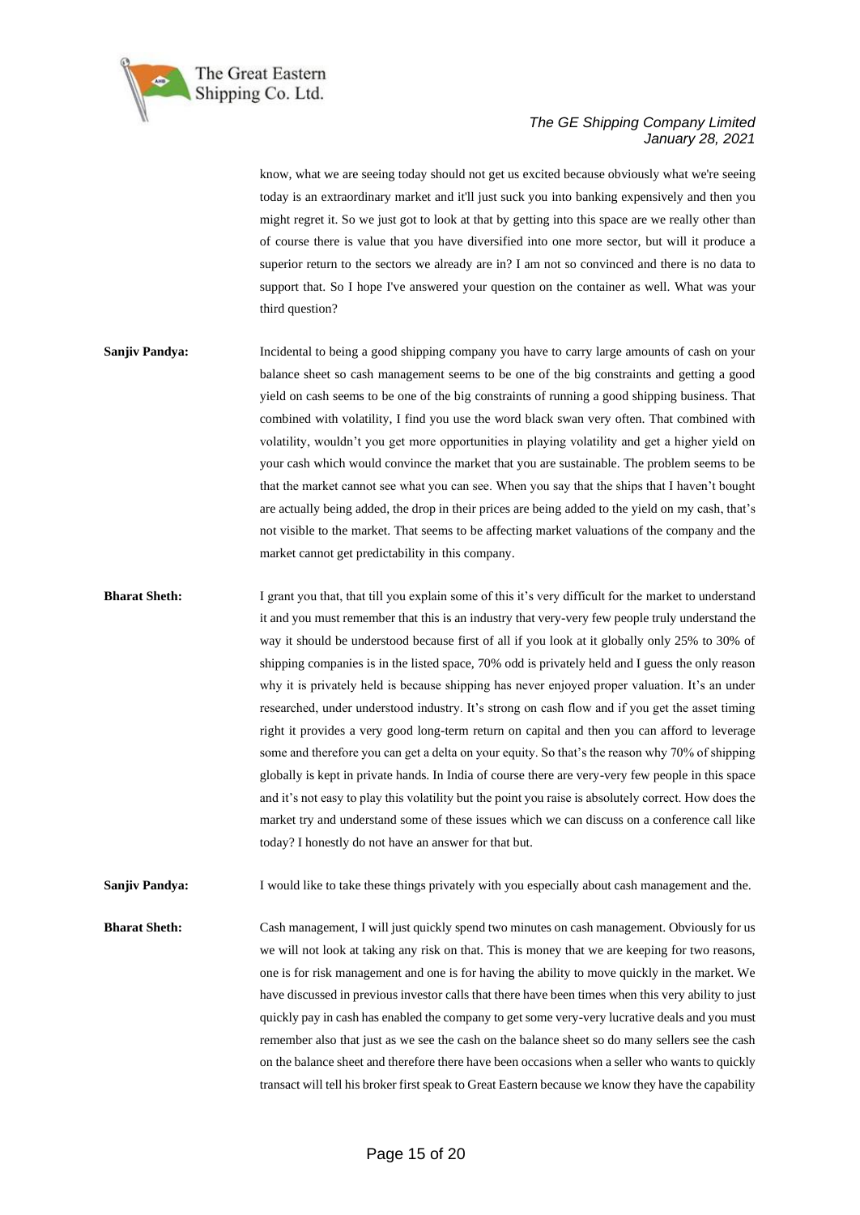know, what we are seeing today should not get us excited because obviously what we're seeing today is an extraordinary market and it'll just suck you into banking expensively and then you might regret it. So we just got to look at that by getting into this space are we really other than of course there is value that you have diversified into one more sector, but will it produce a superior return to the sectors we already are in? I am not so convinced and there is no data to support that. So I hope I've answered your question on the container as well. What was your third question?

**Sanjiv Pandya:** Incidental to being a good shipping company you have to carry large amounts of cash on your balance sheet so cash management seems to be one of the big constraints and getting a good yield on cash seems to be one of the big constraints of running a good shipping business. That combined with volatility, I find you use the word black swan very often. That combined with volatility, wouldn't you get more opportunities in playing volatility and get a higher yield on your cash which would convince the market that you are sustainable. The problem seems to be that the market cannot see what you can see. When you say that the ships that I haven't bought are actually being added, the drop in their prices are being added to the yield on my cash, that's not visible to the market. That seems to be affecting market valuations of the company and the market cannot get predictability in this company.

**Bharat Sheth:** I grant you that, that till you explain some of this it's very difficult for the market to understand it and you must remember that this is an industry that very-very few people truly understand the way it should be understood because first of all if you look at it globally only 25% to 30% of shipping companies is in the listed space, 70% odd is privately held and I guess the only reason why it is privately held is because shipping has never enjoyed proper valuation. It's an under researched, under understood industry. It's strong on cash flow and if you get the asset timing right it provides a very good long-term return on capital and then you can afford to leverage some and therefore you can get a delta on your equity. So that's the reason why 70% of shipping globally is kept in private hands. In India of course there are very-very few people in this space and it's not easy to play this volatility but the point you raise is absolutely correct. How does the market try and understand some of these issues which we can discuss on a conference call like today? I honestly do not have an answer for that but.

**Sanjiv Pandya:** I would like to take these things privately with you especially about cash management and the.

**Bharat Sheth:** Cash management, I will just quickly spend two minutes on cash management. Obviously for us we will not look at taking any risk on that. This is money that we are keeping for two reasons, one is for risk management and one is for having the ability to move quickly in the market. We have discussed in previous investor calls that there have been times when this very ability to just quickly pay in cash has enabled the company to get some very-very lucrative deals and you must remember also that just as we see the cash on the balance sheet so do many sellers see the cash on the balance sheet and therefore there have been occasions when a seller who wants to quickly transact will tell his broker first speak to Great Eastern because we know they have the capability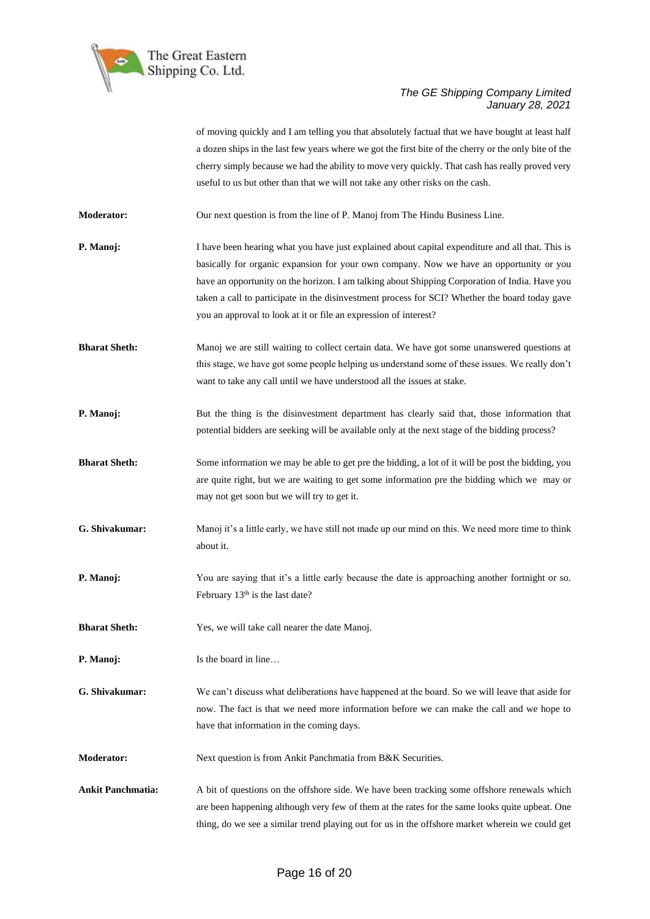of moving quickly and I am telling you that absolutely factual that we have bought at least half a dozen ships in the last few years where we got the first bite of the cherry or the only bite of the cherry simply because we had the ability to move very quickly. That cash has really proved very useful to us but other than that we will not take any other risks on the cash.

**Moderator:** Our next question is from the line of P. Manoj from The Hindu Business Line.

**P. Manoj:** I have been hearing what you have just explained about capital expenditure and all that. This is basically for organic expansion for your own company. Now we have an opportunity or you have an opportunity on the horizon. I am talking about Shipping Corporation of India. Have you taken a call to participate in the disinvestment process for SCI? Whether the board today gave you an approval to look at it or file an expression of interest?

**Bharat Sheth:** Manoj we are still waiting to collect certain data. We have got some unanswered questions at this stage, we have got some people helping us understand some of these issues. We really don't want to take any call until we have understood all the issues at stake.

**P. Manoj:** But the thing is the disinvestment department has clearly said that, those information that potential bidders are seeking will be available only at the next stage of the bidding process?

**Bharat Sheth:** Some information we may be able to get pre the bidding, a lot of it will be post the bidding, you are quite right, but we are waiting to get some information pre the bidding which we may or may not get soon but we will try to get it.

**G. Shivakumar:** Manoj it's a little early, we have still not made up our mind on this. We need more time to think about it.

**P. Manoj:** You are saying that it's a little early because the date is approaching another fortnight or so. February 13th is the last date?

**Bharat Sheth:** Yes, we will take call nearer the date Manoj.

**P. Manoj:** Is the board in line…

**G. Shivakumar:** We can't discuss what deliberations have happened at the board. So we will leave that aside for now. The fact is that we need more information before we can make the call and we hope to have that information in the coming days.

**Moderator:** Next question is from Ankit Panchmatia from B&K Securities.

**Ankit Panchmatia:** A bit of questions on the offshore side. We have been tracking some offshore renewals which are been happening although very few of them at the rates for the same looks quite upbeat. One thing, do we see a similar trend playing out for us in the offshore market wherein we could get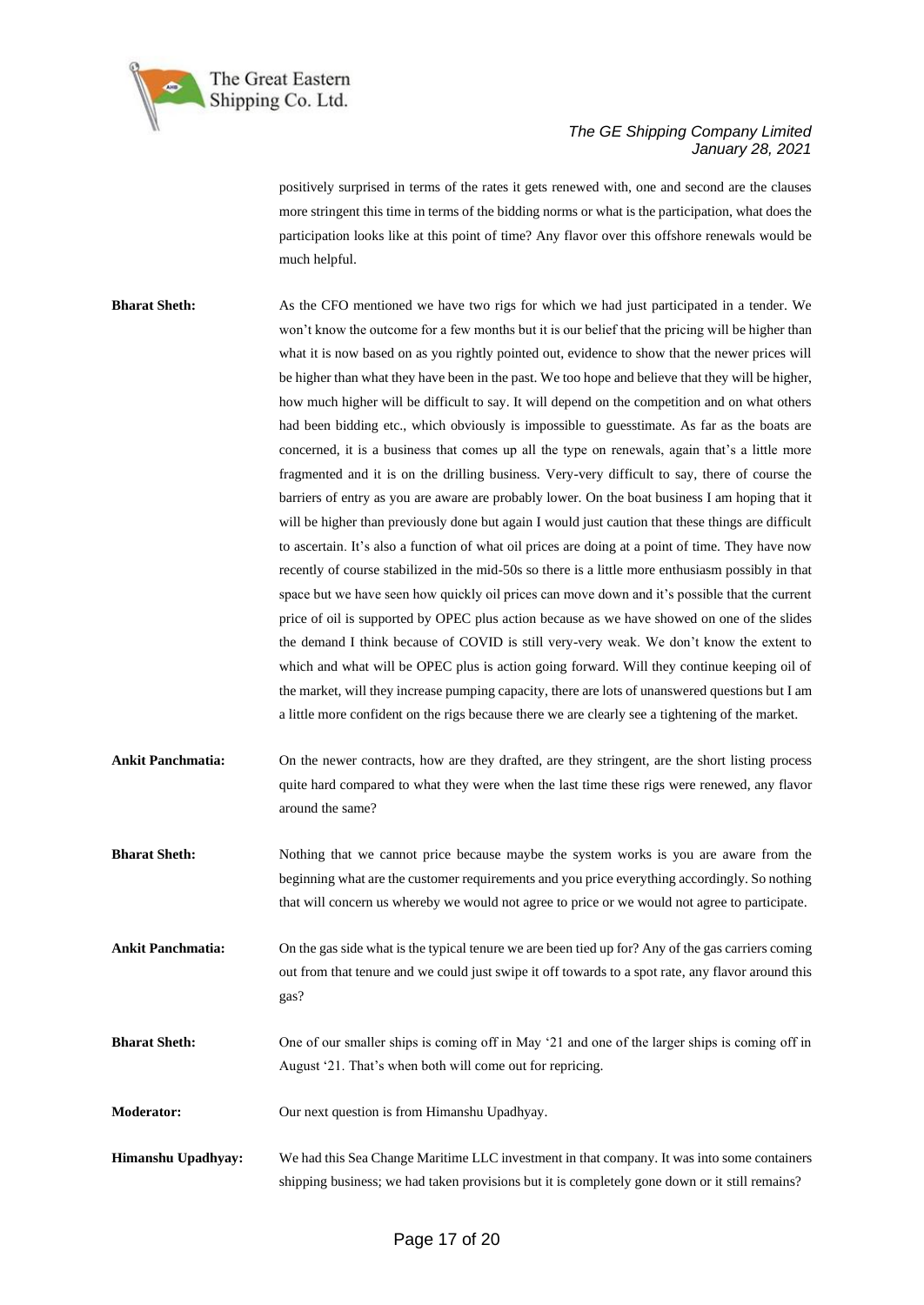positively surprised in terms of the rates it gets renewed with, one and second are the clauses more stringent this time in terms of the bidding norms or what is the participation, what does the participation looks like at this point of time? Any flavor over this offshore renewals would be much helpful.

**Bharat Sheth:** As the CFO mentioned we have two rigs for which we had just participated in a tender. We won't know the outcome for a few months but it is our belief that the pricing will be higher than what it is now based on as you rightly pointed out, evidence to show that the newer prices will be higher than what they have been in the past. We too hope and believe that they will be higher, how much higher will be difficult to say. It will depend on the competition and on what others had been bidding etc., which obviously is impossible to guesstimate. As far as the boats are concerned, it is a business that comes up all the type on renewals, again that's a little more fragmented and it is on the drilling business. Very-very difficult to say, there of course the barriers of entry as you are aware are probably lower. On the boat business I am hoping that it will be higher than previously done but again I would just caution that these things are difficult to ascertain. It's also a function of what oil prices are doing at a point of time. They have now recently of course stabilized in the mid-50s so there is a little more enthusiasm possibly in that space but we have seen how quickly oil prices can move down and it's possible that the current price of oil is supported by OPEC plus action because as we have showed on one of the slides the demand I think because of COVID is still very-very weak. We don't know the extent to which and what will be OPEC plus is action going forward. Will they continue keeping oil of the market, will they increase pumping capacity, there are lots of unanswered questions but I am a little more confident on the rigs because there we are clearly see a tightening of the market.

**Ankit Panchmatia:** On the newer contracts, how are they drafted, are they stringent, are the short listing process quite hard compared to what they were when the last time these rigs were renewed, any flavor around the same?

**Bharat Sheth:** Nothing that we cannot price because maybe the system works is you are aware from the beginning what are the customer requirements and you price everything accordingly. So nothing that will concern us whereby we would not agree to price or we would not agree to participate.

**Ankit Panchmatia:** On the gas side what is the typical tenure we are been tied up for? Any of the gas carriers coming out from that tenure and we could just swipe it off towards to a spot rate, any flavor around this gas?

**Bharat Sheth:** One of our smaller ships is coming off in May '21 and one of the larger ships is coming off in August '21. That's when both will come out for repricing.

**Moderator:** Our next question is from Himanshu Upadhyay.

**Himanshu Upadhyay:** We had this Sea Change Maritime LLC investment in that company. It was into some containers shipping business; we had taken provisions but it is completely gone down or it still remains?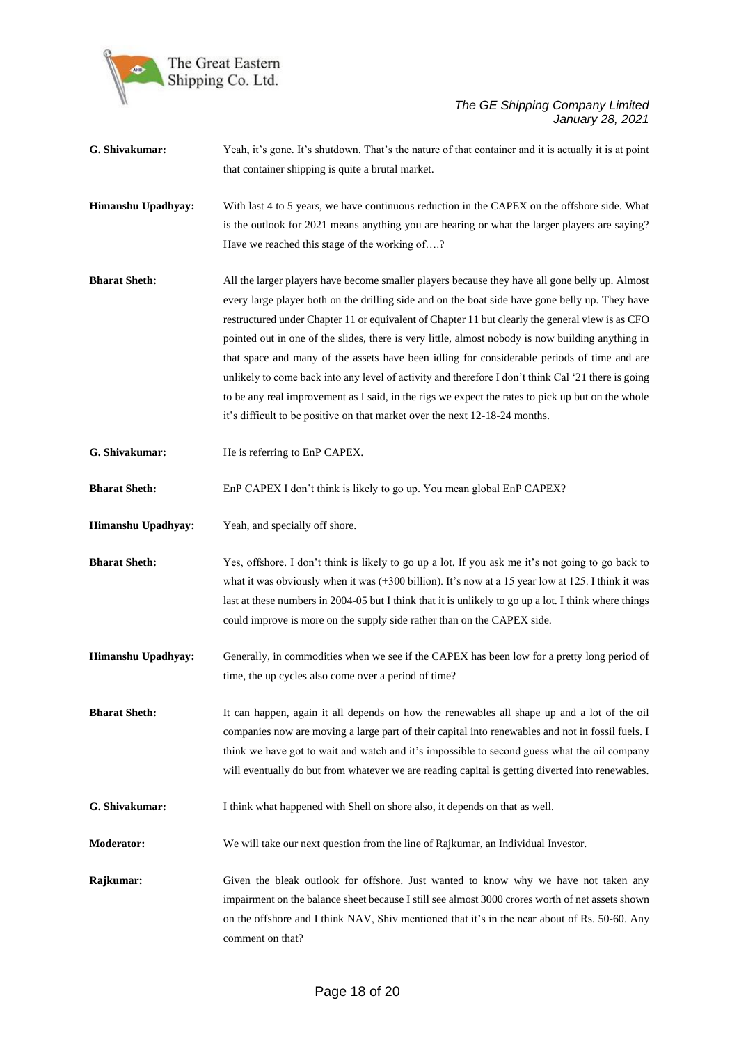**G. Shivakumar:** Yeah, it's gone. It's shutdown. That's the nature of that container and it is actually it is at point that container shipping is quite a brutal market.

**Himanshu Upadhyay:** With last 4 to 5 years, we have continuous reduction in the CAPEX on the offshore side. What is the outlook for 2021 means anything you are hearing or what the larger players are saying? Have we reached this stage of the working of….?

**Bharat Sheth:** All the larger players have become smaller players because they have all gone belly up. Almost every large player both on the drilling side and on the boat side have gone belly up. They have restructured under Chapter 11 or equivalent of Chapter 11 but clearly the general view is as CFO pointed out in one of the slides, there is very little, almost nobody is now building anything in that space and many of the assets have been idling for considerable periods of time and are unlikely to come back into any level of activity and therefore I don't think Cal '21 there is going to be any real improvement as I said, in the rigs we expect the rates to pick up but on the whole it's difficult to be positive on that market over the next 12-18-24 months.

**G. Shivakumar:** He is referring to EnP CAPEX.

**Bharat Sheth:** EnP CAPEX I don't think is likely to go up. You mean global EnP CAPEX?

**Himanshu Upadhyay:** Yeah, and specially off shore.

**Bharat Sheth:** Yes, offshore. I don't think is likely to go up a lot. If you ask me it's not going to go back to what it was obviously when it was (+300 billion). It's now at a 15 year low at 125. I think it was last at these numbers in 2004-05 but I think that it is unlikely to go up a lot. I think where things could improve is more on the supply side rather than on the CAPEX side.

**Himanshu Upadhyay:** Generally, in commodities when we see if the CAPEX has been low for a pretty long period of time, the up cycles also come over a period of time?

**Bharat Sheth:** It can happen, again it all depends on how the renewables all shape up and a lot of the oil companies now are moving a large part of their capital into renewables and not in fossil fuels. I think we have got to wait and watch and it's impossible to second guess what the oil company will eventually do but from whatever we are reading capital is getting diverted into renewables.

**G. Shivakumar:** I think what happened with Shell on shore also, it depends on that as well.

**Moderator:** We will take our next question from the line of Rajkumar, an Individual Investor.

**Rajkumar:** Given the bleak outlook for offshore. Just wanted to know why we have not taken any impairment on the balance sheet because I still see almost 3000 crores worth of net assets shown on the offshore and I think NAV, Shiv mentioned that it's in the near about of Rs. 50-60. Any comment on that?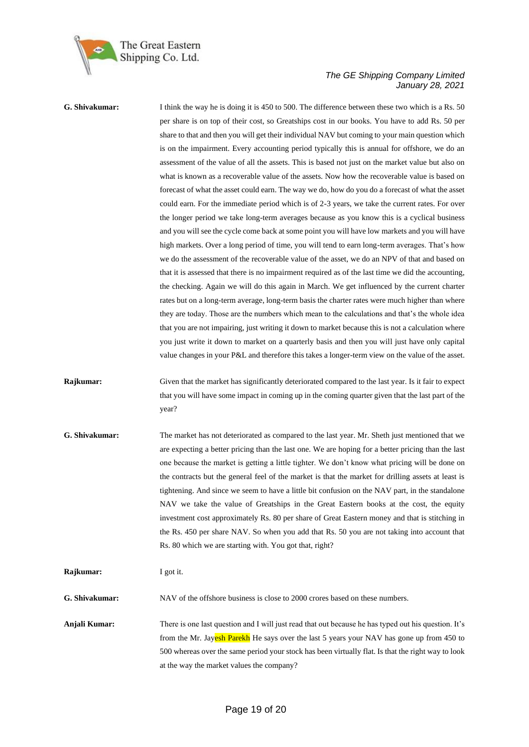**G. Shivakumar:** I think the way he is doing it is 450 to 500. The difference between these two which is a Rs. 50 per share is on top of their cost, so Greatships cost in our books. You have to add Rs. 50 per share to that and then you will get their individual NAV but coming to your main question which is on the impairment. Every accounting period typically this is annual for offshore, we do an assessment of the value of all the assets. This is based not just on the market value but also on what is known as a recoverable value of the assets. Now how the recoverable value is based on forecast of what the asset could earn. The way we do, how do you do a forecast of what the asset could earn. For the immediate period which is of 2-3 years, we take the current rates. For over the longer period we take long-term averages because as you know this is a cyclical business and you will see the cycle come back at some point you will have low markets and you will have high markets. Over a long period of time, you will tend to earn long-term averages. That's how we do the assessment of the recoverable value of the asset, we do an NPV of that and based on that it is assessed that there is no impairment required as of the last time we did the accounting, the checking. Again we will do this again in March. We get influenced by the current charter rates but on a long-term average, long-term basis the charter rates were much higher than where they are today. Those are the numbers which mean to the calculations and that's the whole idea that you are not impairing, just writing it down to market because this is not a calculation where you just write it down to market on a quarterly basis and then you will just have only capital value changes in your P&L and therefore this takes a longer-term view on the value of the asset.

**Rajkumar:** Given that the market has significantly deteriorated compared to the last year. Is it fair to expect that you will have some impact in coming up in the coming quarter given that the last part of the year?

**G. Shivakumar:** The market has not deteriorated as compared to the last year. Mr. Sheth just mentioned that we are expecting a better pricing than the last one. We are hoping for a better pricing than the last one because the market is getting a little tighter. We don't know what pricing will be done on the contracts but the general feel of the market is that the market for drilling assets at least is tightening. And since we seem to have a little bit confusion on the NAV part, in the standalone NAV we take the value of Greatships in the Great Eastern books at the cost, the equity investment cost approximately Rs. 80 per share of Great Eastern money and that is stitching in the Rs. 450 per share NAV. So when you add that Rs. 50 you are not taking into account that Rs. 80 which we are starting with. You got that, right?

**Rajkumar:** I got it.

**G. Shivakumar:** NAV of the offshore business is close to 2000 crores based on these numbers.

**Anjali Kumar:** There is one last question and I will just read that out because he has typed out his question. It's from the Mr. Jayesh Parekh He says over the last 5 years your NAV has gone up from 450 to 500 whereas over the same period your stock has been virtually flat. Is that the right way to look at the way the market values the company?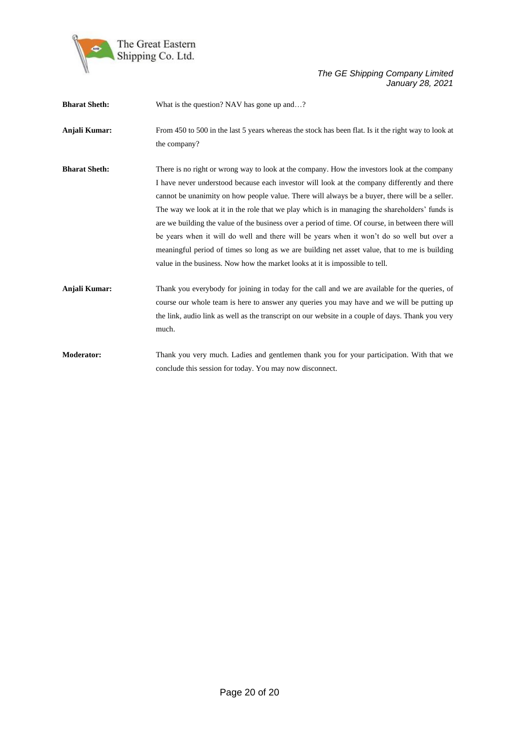**Bharat Sheth:** What is the question? NAV has gone up and…?

**Anjali Kumar:** From 450 to 500 in the last 5 years whereas the stock has been flat. Is it the right way to look at the company?

**Bharat Sheth:** There is no right or wrong way to look at the company. How the investors look at the company I have never understood because each investor will look at the company differently and there cannot be unanimity on how people value. There will always be a buyer, there will be a seller. The way we look at it in the role that we play which is in managing the shareholders' funds is are we building the value of the business over a period of time. Of course, in between there will be years when it will do well and there will be years when it won't do so well but over a meaningful period of times so long as we are building net asset value, that to me is building value in the business. Now how the market looks at it is impossible to tell.

**Anjali Kumar:** Thank you everybody for joining in today for the call and we are available for the queries, of course our whole team is here to answer any queries you may have and we will be putting up the link, audio link as well as the transcript on our website in a couple of days. Thank you very much.

**Moderator:** Thank you very much. Ladies and gentlemen thank you for your participation. With that we conclude this session for today. You may now disconnect.